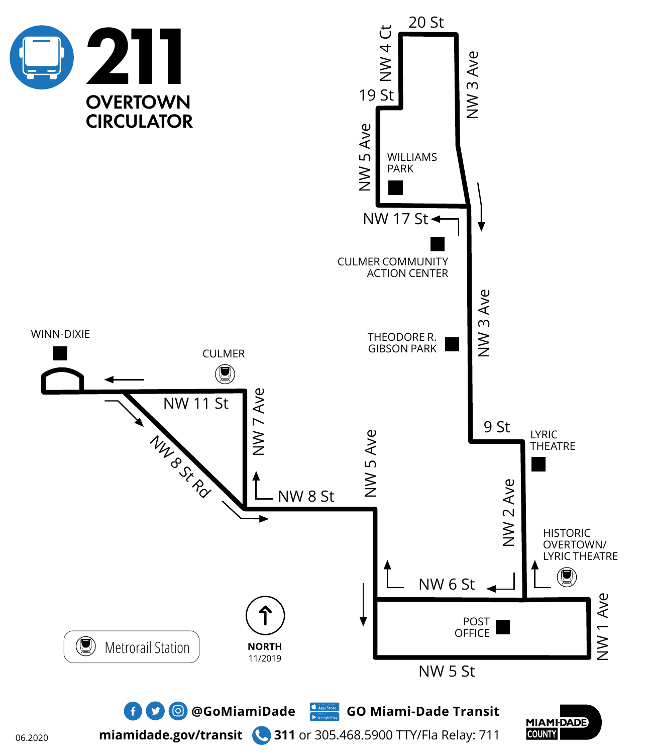# 211

## OVERTOWN CIRCULATOR

20 St

NW 4 Ct

19 St

NW 3 Ave

NW 5 Ave

WILLIAMS PARK

NW 17 St

CULMER COMMUNITY ACTION CENTER

NW 3 Ave

THEODORE R. GIBSON PARK

WINN-DIXIE

CULMER

NW 11 St

NW 7 Ave

NW 8 St Rd

NW 8 St

NW 5 Ave

9 St

LYRIC THEATRE

NW 2 Ave

HISTORIC OVERTOWN/ LYRIC THEATRE

NW 6 St

POST OFFICE

NW 1 Ave

NW 5 St

Metrorail Station

NORTH

11/2019

@GoMiamiDade

GO Miami-Dade Transit

miamidade.gov/transit

**311** or 305.468.5900 TTY/Fla Relay: 711

MIAMI-DADE COUNTY

06.2020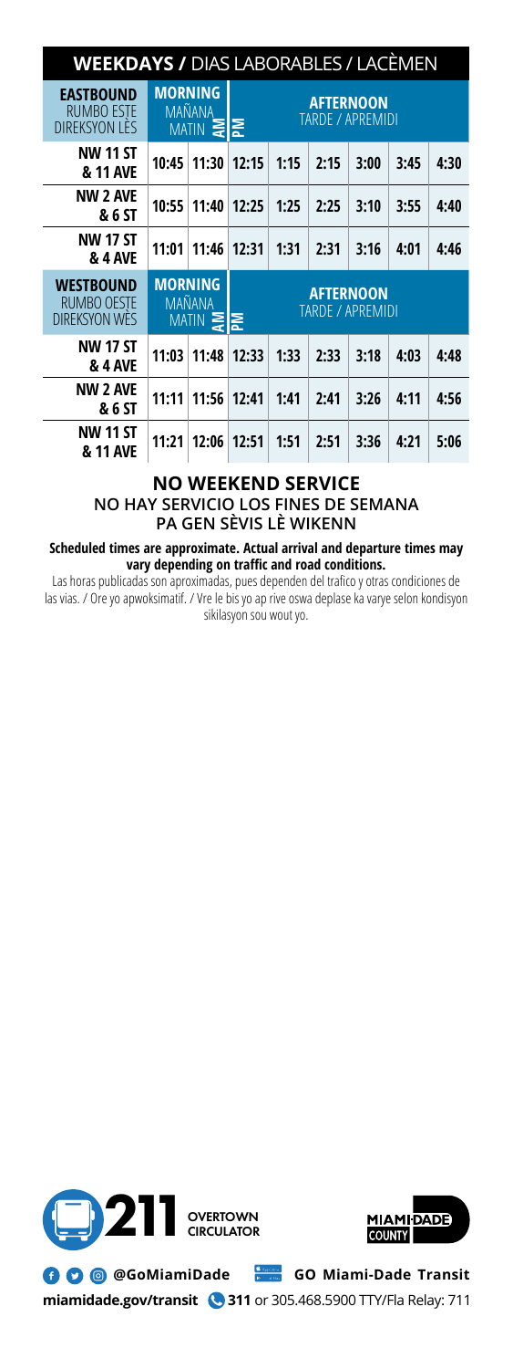## WEEKDAYS / DIAS LABORABLES / LACÈMEN

| EASTBOUND RUMBO ESTE DIREKSYON LÈS | MORNING MAÑANA MATIN AM | | AFTERNOON TARDE / APREMIDI PM | | | | | |
|---|---|---|---|---|---|---|---|---|
| NW 11 ST & 11 AVE | 10:45 | 11:30 | 12:15 | 1:15 | 2:15 | 3:00 | 3:45 | 4:30 |
| NW 2 AVE & 6 ST | 10:55 | 11:40 | 12:25 | 1:25 | 2:25 | 3:10 | 3:55 | 4:40 |
| NW 17 ST & 4 AVE | 11:01 | 11:46 | 12:31 | 1:31 | 2:31 | 3:16 | 4:01 | 4:46 |

| WESTBOUND RUMBO OESTE DIREKSYON WÈS | MORNING MAÑANA MATIN AM | | AFTERNOON TARDE / APREMIDI PM | | | | | |
|---|---|---|---|---|---|---|---|---|
| NW 17 ST & 4 AVE | 11:03 | 11:48 | 12:33 | 1:33 | 2:33 | 3:18 | 4:03 | 4:48 |
| NW 2 AVE & 6 ST | 11:11 | 11:56 | 12:41 | 1:41 | 2:41 | 3:26 | 4:11 | 4:56 |
| NW 11 ST & 11 AVE | 11:21 | 12:06 | 12:51 | 1:51 | 2:51 | 3:36 | 4:21 | 5:06 |

**NO WEEKEND SERVICE**
**NO HAY SERVICIO LOS FINES DE SEMANA**
**PA GEN SÈVIS LÈ WIKENN**

**Scheduled times are approximate. Actual arrival and departure times may vary depending on traffic and road conditions.**

Las horas publicadas son aproximadas, pues dependen del trafico y otras condiciones de las vias. / Ore yo apwoksimatif. / Vre le bis yo ap rive oswa deplase ka varye selon kondisyon sikilasyon sou wout yo.

**211** OVERTOWN CIRCULATOR

MIAMI-DADE COUNTY

**@GoMiamiDade** **GO Miami-Dade Transit**

**miamidade.gov/transit** **311** or 305.468.5900 TTY/Fla Relay: 711